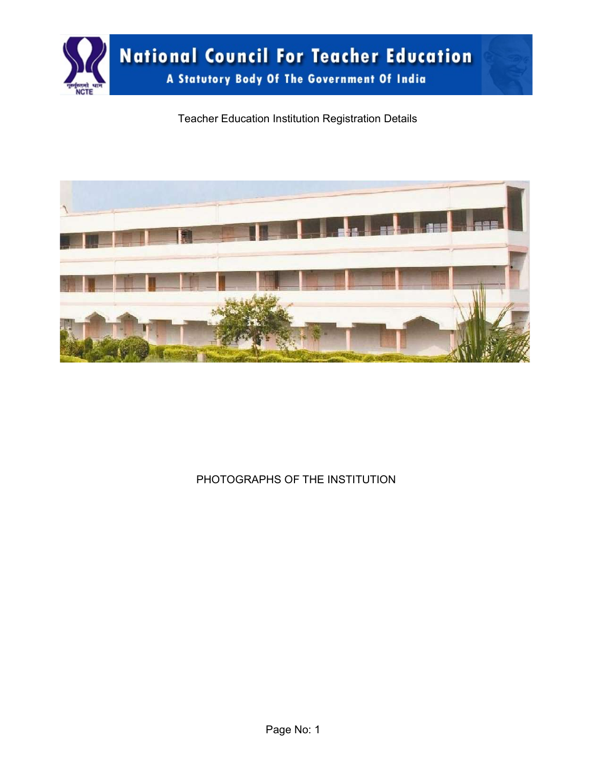# National Council For Teacher Education

A Statutory Body Of The Government Of India

Teacher Education Institution Registration Details

PHOTOGRAPHS OF THE INSTITUTION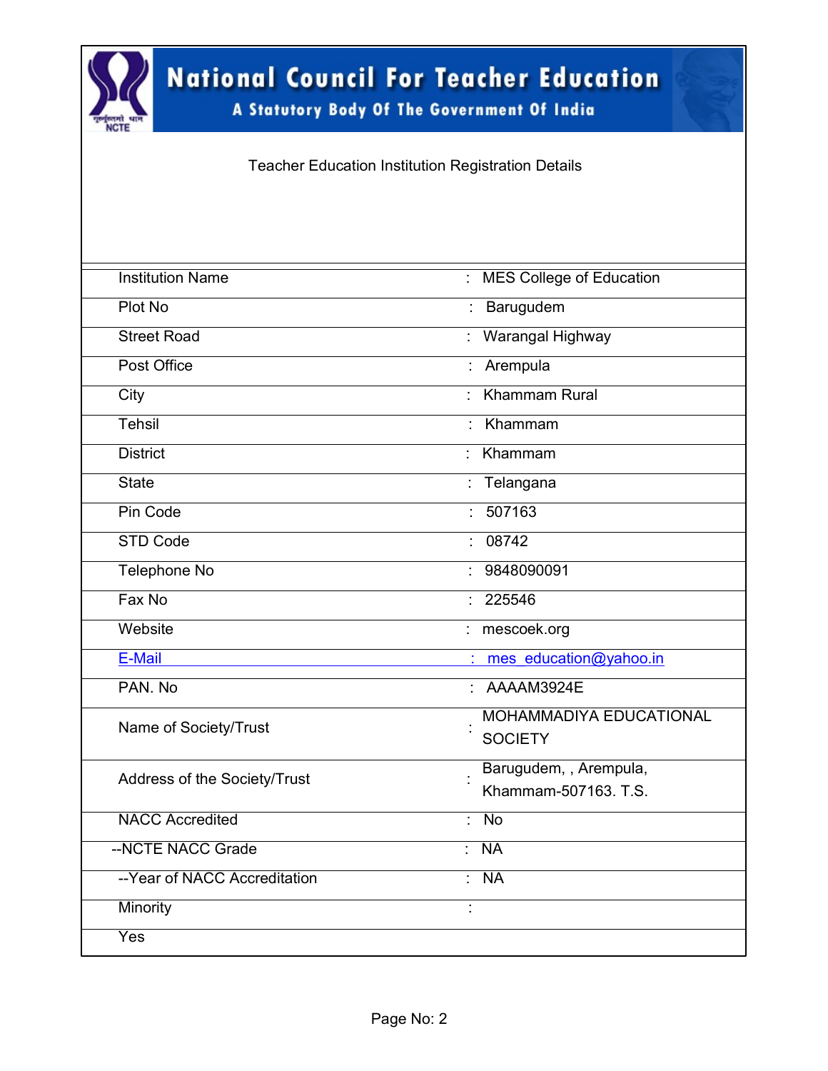# National Council For Teacher Education

A Statutory Body Of The Government Of India

Teacher Education Institution Registration Details

| Field | | Value |
|---|---|---|
| Institution Name | : | MES College of Education |
| Plot No | : | Barugudem |
| Street Road | : | Warangal Highway |
| Post Office | : | Arempula |
| City | : | Khammam Rural |
| Tehsil | : | Khammam |
| District | : | Khammam |
| State | : | Telangana |
| Pin Code | : | 507163 |
| STD Code | : | 08742 |
| Telephone No | : | 9848090091 |
| Fax No | : | 225546 |
| Website | : | mescoek.org |
| E-Mail | : | mes_education@yahoo.in |
| PAN. No | : | AAAAM3924E |
| Name of Society/Trust | : | MOHAMMADIYA EDUCATIONAL SOCIETY |
| Address of the Society/Trust | : | Barugudem, , Arempula, Khammam-507163. T.S. |
| NACC Accredited | : | No |
| --NCTE NACC Grade | : | NA |
| --Year of NACC Accreditation | : | NA |
| Minority | : | |
| Yes | | |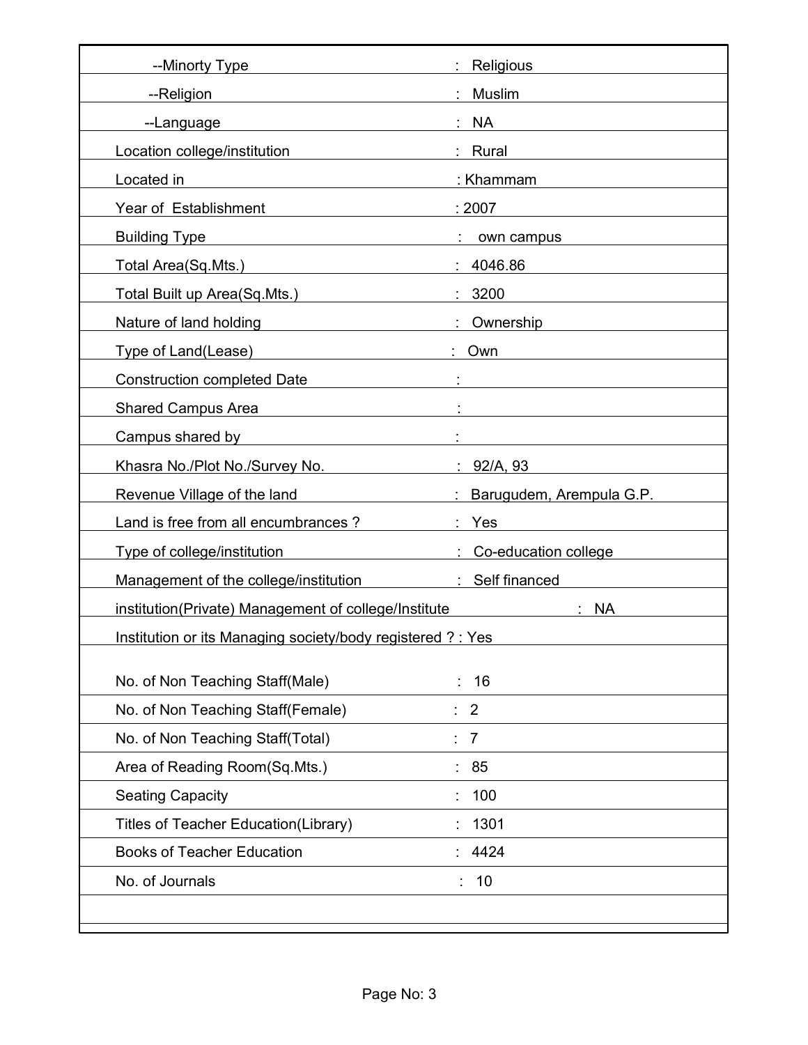| | |
|---|---|
| --Minorty Type | : Religious |
| --Religion | : Muslim |
| --Language | : NA |
| Location college/institution | : Rural |
| Located in | : Khammam |
| Year of Establishment | : 2007 |
| Building Type | : own campus |
| Total Area(Sq.Mts.) | : 4046.86 |
| Total Built up Area(Sq.Mts.) | : 3200 |
| Nature of land holding | : Ownership |
| Type of Land(Lease) | : Own |
| Construction completed Date | : |
| Shared Campus Area | : |
| Campus shared by | : |
| Khasra No./Plot No./Survey No. | : 92/A, 93 |
| Revenue Village of the land | : Barugudem, Arempula G.P. |
| Land is free from all encumbrances ? | : Yes |
| Type of college/institution | : Co-education college |
| Management of the college/institution | : Self financed |
| institution(Private) Management of college/Institute | : NA |
| Institution or its Managing society/body registered ? : Yes | |
| | |
| No. of Non Teaching Staff(Male) | : 16 |
| No. of Non Teaching Staff(Female) | : 2 |
| No. of Non Teaching Staff(Total) | : 7 |
| Area of Reading Room(Sq.Mts.) | : 85 |
| Seating Capacity | : 100 |
| Titles of Teacher Education(Library) | : 1301 |
| Books of Teacher Education | : 4424 |
| No. of Journals | : 10 |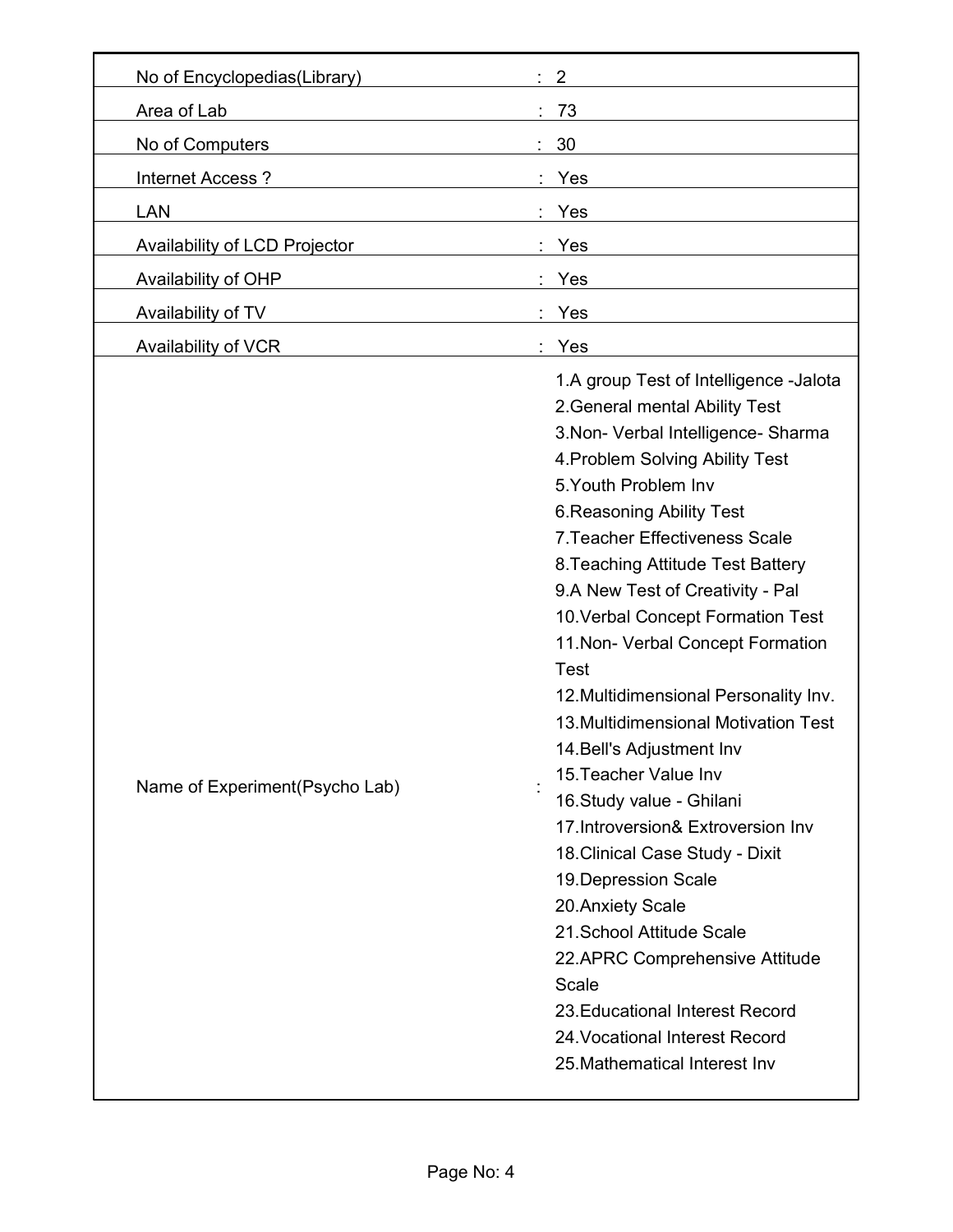| | | |
|---|---|---|
| No of Encyclopedias(Library) | : | 2 |
| Area of Lab | : | 73 |
| No of Computers | : | 30 |
| Internet Access ? | : | Yes |
| LAN | : | Yes |
| Availability of LCD Projector | : | Yes |
| Availability of OHP | : | Yes |
| Availability of TV | : | Yes |
| Availability of VCR | : | Yes |
| Name of Experiment(Psycho Lab) | : | 1.A group Test of Intelligence -Jalota<br>2.General mental Ability Test<br>3.Non- Verbal Intelligence- Sharma<br>4.Problem Solving Ability Test<br>5.Youth Problem Inv<br>6.Reasoning Ability Test<br>7.Teacher Effectiveness Scale<br>8.Teaching Attitude Test Battery<br>9.A New Test of Creativity - Pal<br>10.Verbal Concept Formation Test<br>11.Non- Verbal Concept Formation Test<br>12.Multidimensional Personality Inv.<br>13.Multidimensional Motivation Test<br>14.Bell's Adjustment Inv<br>15.Teacher Value Inv<br>16.Study value - Ghilani<br>17.Introversion& Extroversion Inv<br>18.Clinical Case Study - Dixit<br>19.Depression Scale<br>20.Anxiety Scale<br>21.School Attitude Scale<br>22.APRC Comprehensive Attitude Scale<br>23.Educational Interest Record<br>24.Vocational Interest Record<br>25.Mathematical Interest Inv |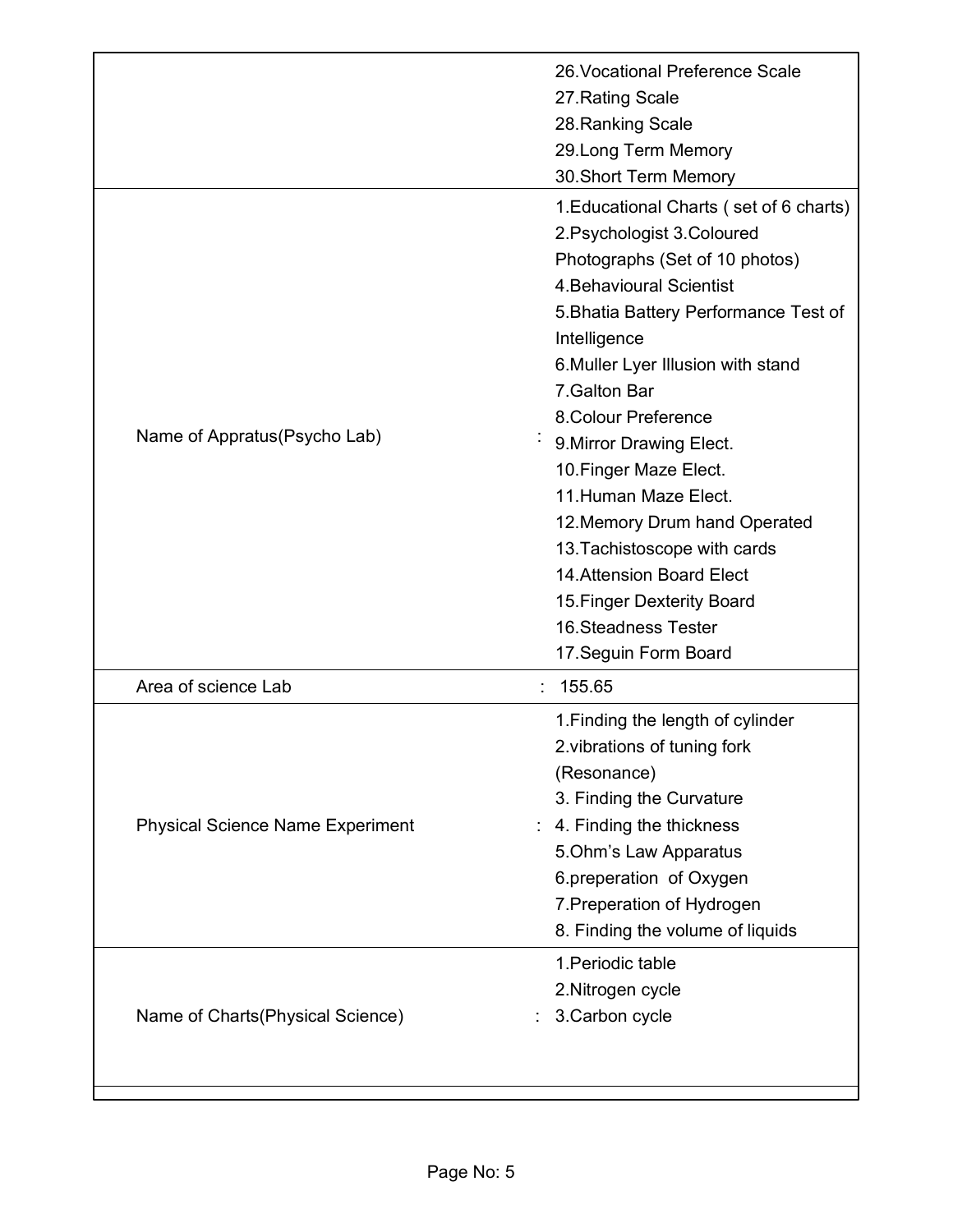| | | |
|---|---|---|
| | | 26.Vocational Preference Scale<br>27.Rating Scale<br>28.Ranking Scale<br>29.Long Term Memory<br>30.Short Term Memory |
| Name of Appratus(Psycho Lab) | : | 1.Educational Charts ( set of 6 charts)<br>2.Psychologist 3.Coloured Photographs (Set of 10 photos)<br>4.Behavioural Scientist<br>5.Bhatia Battery Performance Test of Intelligence<br>6.Muller Lyer Illusion with stand<br>7.Galton Bar<br>8.Colour Preference<br>9.Mirror Drawing Elect.<br>10.Finger Maze Elect.<br>11.Human Maze Elect.<br>12.Memory Drum hand Operated<br>13.Tachistoscope with cards<br>14.Attension Board Elect<br>15.Finger Dexterity Board<br>16.Steadness Tester<br>17.Seguin Form Board |
| Area of science Lab | : | 155.65 |
| Physical Science Name Experiment | : | 1.Finding the length of cylinder<br>2.vibrations of tuning fork (Resonance)<br>3. Finding the Curvature<br>4. Finding the thickness<br>5.Ohm's Law Apparatus<br>6.preperation of Oxygen<br>7.Preperation of Hydrogen<br>8. Finding the volume of liquids |
| Name of Charts(Physical Science) | : | 1.Periodic table<br>2.Nitrogen cycle<br>3.Carbon cycle |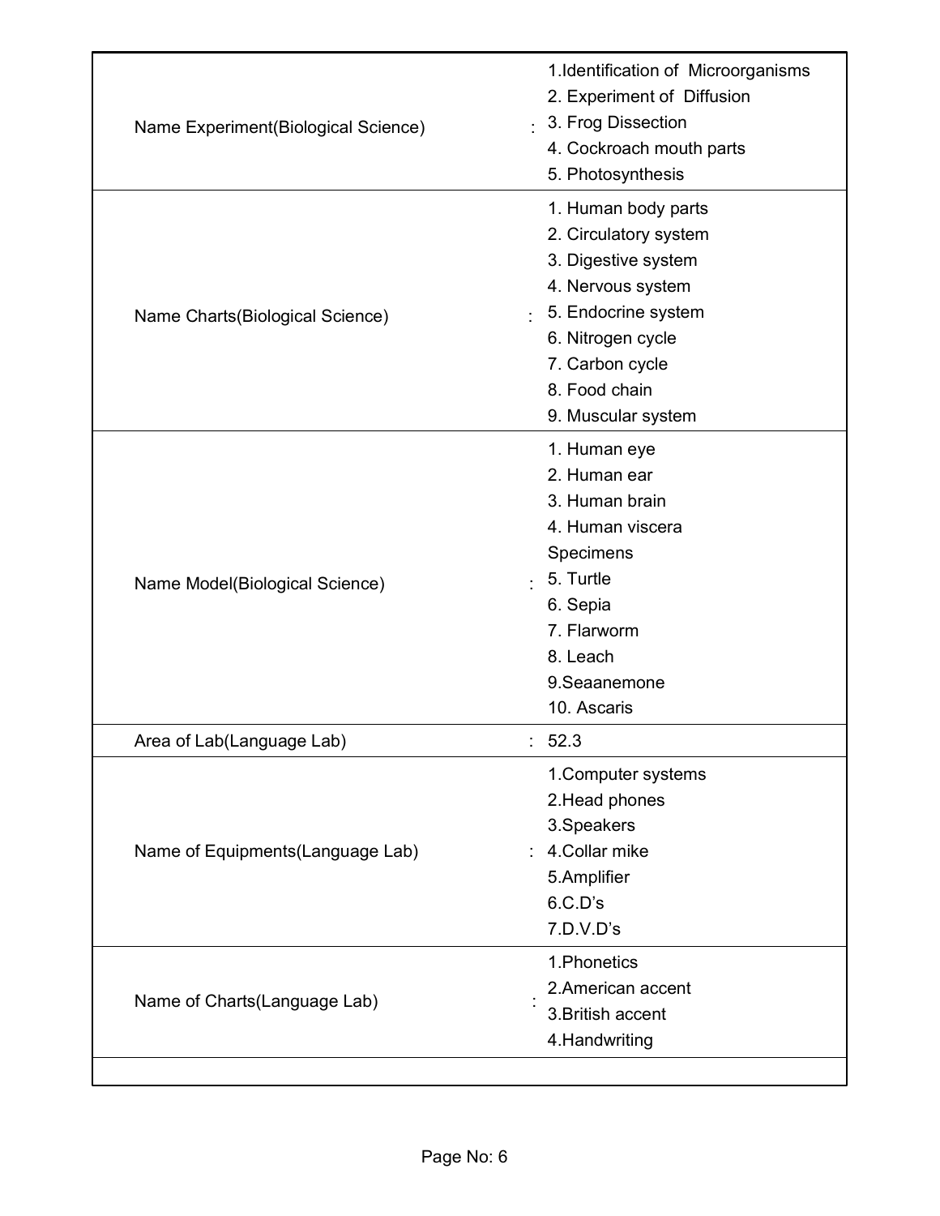| | | |
|---|---|---|
| Name Experiment(Biological Science) | : | 1.Identification of Microorganisms<br>2. Experiment of Diffusion<br>3. Frog Dissection<br>4. Cockroach mouth parts<br>5. Photosynthesis |
| Name Charts(Biological Science) | : | 1. Human body parts<br>2. Circulatory system<br>3. Digestive system<br>4. Nervous system<br>5. Endocrine system<br>6. Nitrogen cycle<br>7. Carbon cycle<br>8. Food chain<br>9. Muscular system |
| Name Model(Biological Science) | : | 1. Human eye<br>2. Human ear<br>3. Human brain<br>4. Human viscera<br>Specimens<br>5. Turtle<br>6. Sepia<br>7. Flarworm<br>8. Leach<br>9.Seaanemone<br>10. Ascaris |
| Area of Lab(Language Lab) | : | 52.3 |
| Name of Equipments(Language Lab) | : | 1.Computer systems<br>2.Head phones<br>3.Speakers<br>4.Collar mike<br>5.Amplifier<br>6.C.D's<br>7.D.V.D's |
| Name of Charts(Language Lab) | : | 1.Phonetics<br>2.American accent<br>3.British accent<br>4.Handwriting |
| | | |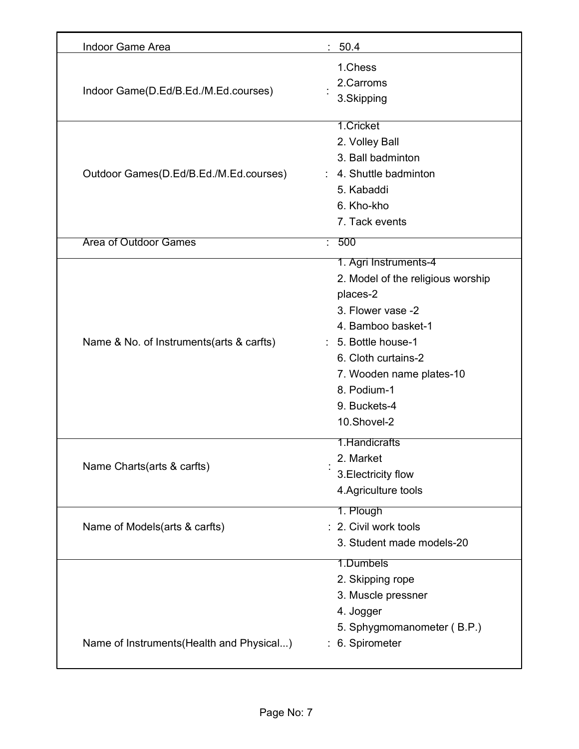| | |
|---|---|
| Indoor Game Area | : 50.4 |
| Indoor Game(D.Ed/B.Ed./M.Ed.courses) | : 1.Chess<br>2.Carroms<br>3.Skipping |
| Outdoor Games(D.Ed/B.Ed./M.Ed.courses) | : 1.Cricket<br>2. Volley Ball<br>3. Ball badminton<br>4. Shuttle badminton<br>5. Kabaddi<br>6. Kho-kho<br>7. Tack events |
| Area of Outdoor Games | : 500 |
| Name & No. of Instruments(arts & carfts) | : 1. Agri Instruments-4<br>2. Model of the religious worship places-2<br>3. Flower vase -2<br>4. Bamboo basket-1<br>5. Bottle house-1<br>6. Cloth curtains-2<br>7. Wooden name plates-10<br>8. Podium-1<br>9. Buckets-4<br>10.Shovel-2 |
| Name Charts(arts & carfts) | : 1.Handicrafts<br>2. Market<br>3.Electricity flow<br>4.Agriculture tools |
| Name of Models(arts & carfts) | : 1. Plough<br>2. Civil work tools<br>3. Student made models-20 |
| Name of Instruments(Health and Physical...) | : 1.Dumbels<br>2. Skipping rope<br>3. Muscle pressner<br>4. Jogger<br>5. Sphygmomanometer ( B.P.)<br>6. Spirometer |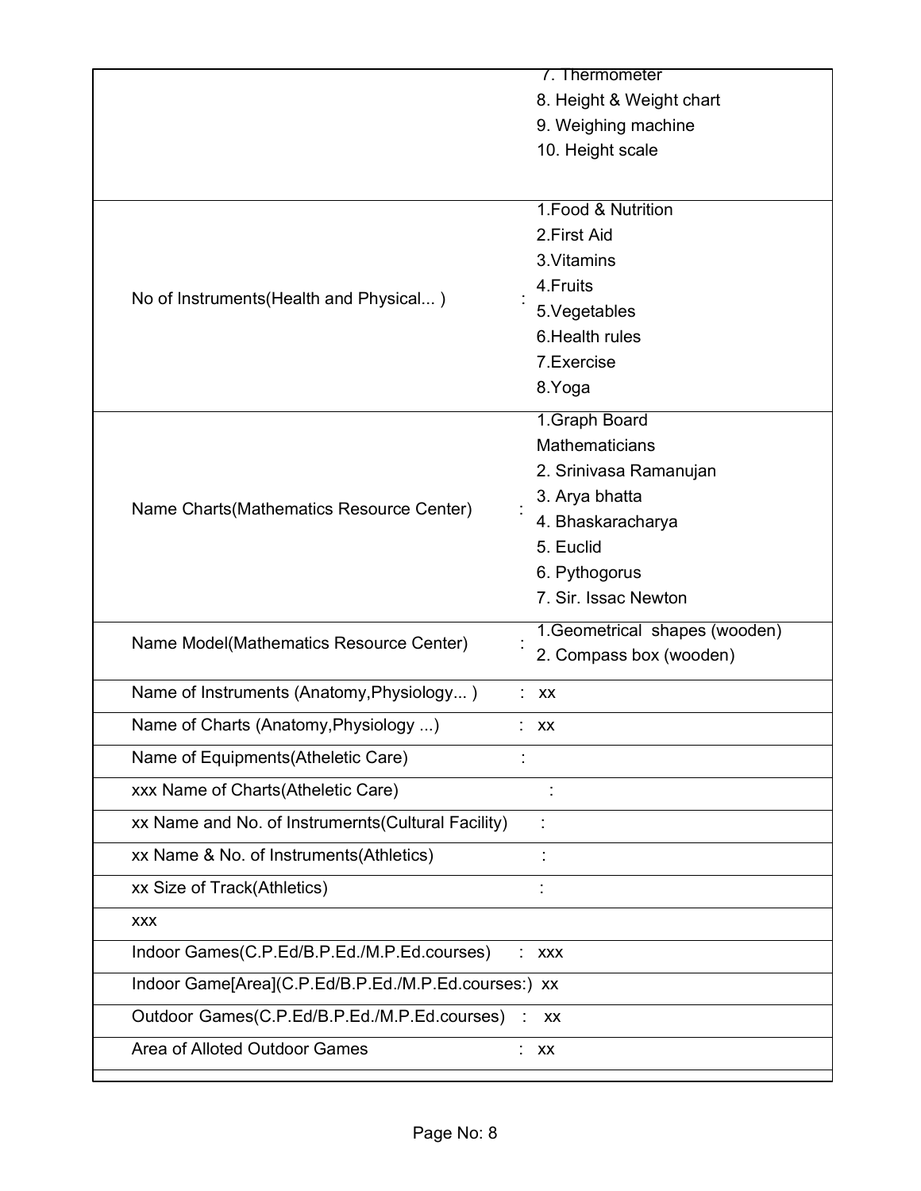| | |
|---|---|
| | 7. Thermometer<br>8. Height & Weight chart<br>9. Weighing machine<br>10. Height scale |
| No of Instruments(Health and Physical... ) | : 1.Food & Nutrition<br>2.First Aid<br>3.Vitamins<br>4.Fruits<br>5.Vegetables<br>6.Health rules<br>7.Exercise<br>8.Yoga |
| Name Charts(Mathematics Resource Center) | : 1.Graph Board<br>Mathematicians<br>2. Srinivasa Ramanujan<br>3. Arya bhatta<br>4. Bhaskaracharya<br>5. Euclid<br>6. Pythogorus<br>7. Sir. Issac Newton |
| Name Model(Mathematics Resource Center) | : 1.Geometrical shapes (wooden)<br>2. Compass box (wooden) |
| Name of Instruments (Anatomy,Physiology... ) | : xx |
| Name of Charts (Anatomy,Physiology ...) | : xx |
| Name of Equipments(Atheletic Care) | : |
| xxx Name of Charts(Atheletic Care) | : |
| xx Name and No. of Instrumernts(Cultural Facility) | : |
| xx Name & No. of Instruments(Athletics) | : |
| xx Size of Track(Athletics) | : |
| xxx | |
| Indoor Games(C.P.Ed/B.P.Ed./M.P.Ed.courses) | : xxx |
| Indoor Game[Area](C.P.Ed/B.P.Ed./M.P.Ed.courses:) | xx |
| Outdoor Games(C.P.Ed/B.P.Ed./M.P.Ed.courses) | : xx |
| Area of Alloted Outdoor Games | : xx |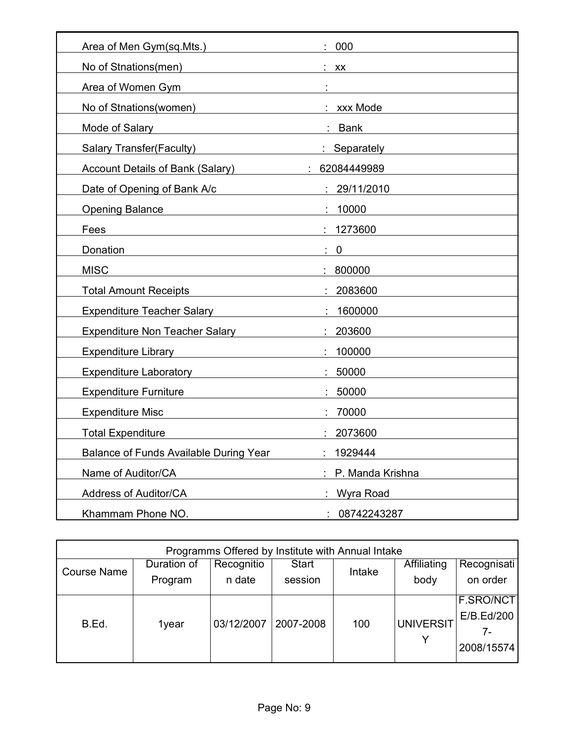| | |
|---|---|
| Area of Men Gym(sq.Mts.) | : 000 |
| No of Stnations(men) | : xx |
| Area of Women Gym | : |
| No of Stnations(women) | : xxx Mode |
| Mode of Salary | : Bank |
| Salary Transfer(Faculty) | : Separately |
| Account Details of Bank (Salary) | : 62084449989 |
| Date of Opening of Bank A/c | : 29/11/2010 |
| Opening Balance | : 10000 |
| Fees | : 1273600 |
| Donation | : 0 |
| MISC | : 800000 |
| Total Amount Receipts | : 2083600 |
| Expenditure Teacher Salary | : 1600000 |
| Expenditure Non Teacher Salary | : 203600 |
| Expenditure Library | : 100000 |
| Expenditure Laboratory | : 50000 |
| Expenditure Furniture | : 50000 |
| Expenditure Misc | : 70000 |
| Total Expenditure | : 2073600 |
| Balance of Funds Available During Year | : 1929444 |
| Name of Auditor/CA | : P. Manda Krishna |
| Address of Auditor/CA | : Wyra Road |
| Khammam Phone NO. | : 08742243287 |

| Programms Offered by Institute with Annual Intake | | | | | | |
|---|---|---|---|---|---|---|
| Course Name | Duration of Program | Recognition date | Start session | Intake | Affiliating body | Recognisation order |
| B.Ed. | 1year | 03/12/2007 | 2007-2008 | 100 | UNIVERSITY | F.SRO/NCTE/B.Ed/2007-2008/15574 |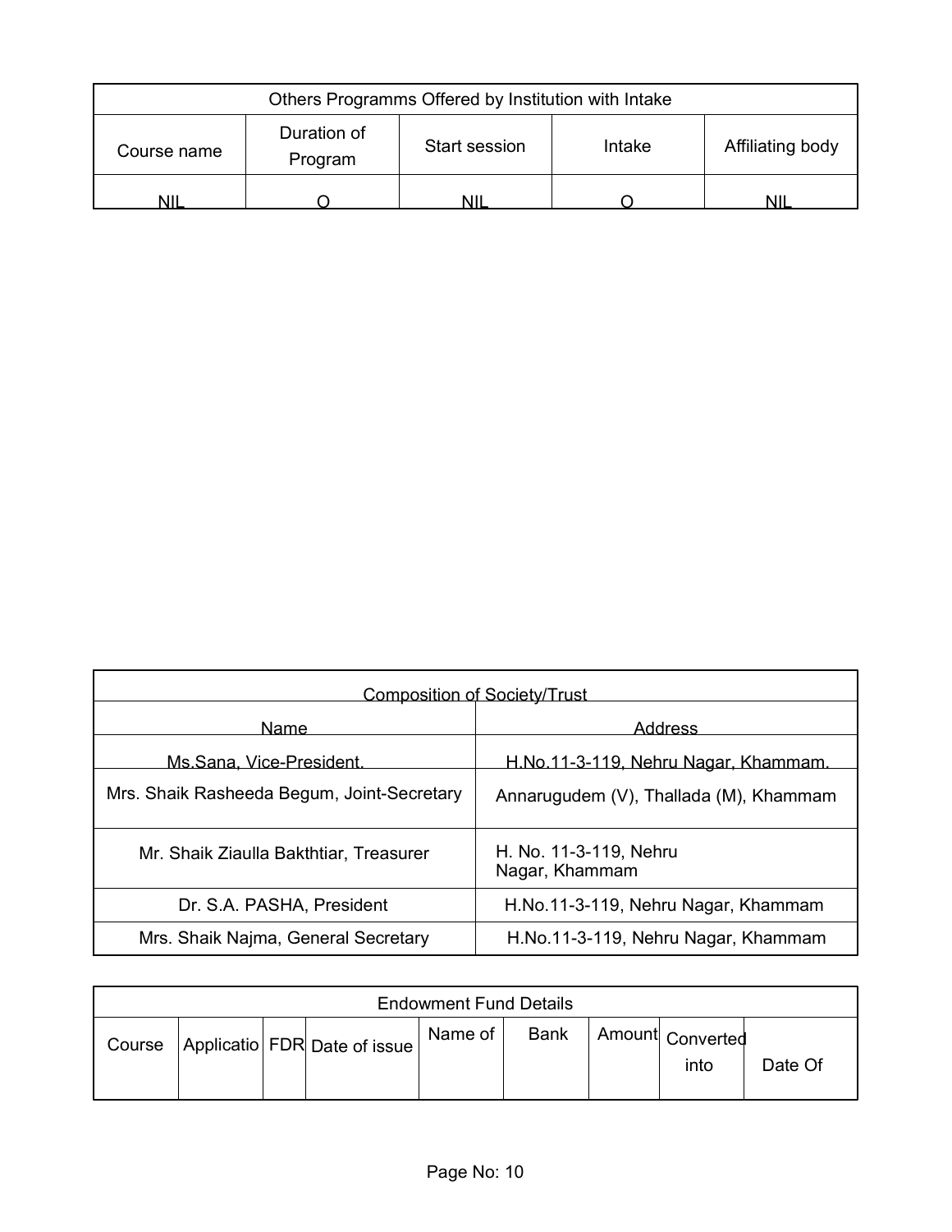| Others Programms Offered by Institution with Intake | | | | |
|---|---|---|---|---|
| Course name | Duration of Program | Start session | Intake | Affiliating body |
| NIL | O | NIL | O | NIL |

| Composition of Society/Trust | |
|---|---|
| Name | Address |
| Ms.Sana, Vice-President. | H.No.11-3-119, Nehru Nagar, Khammam. |
| Mrs. Shaik Rasheeda Begum, Joint-Secretary | Annarugudem (V), Thallada (M), Khammam |
| Mr. Shaik Ziaulla Bakthtiar, Treasurer | H. No. 11-3-119, Nehru Nagar, Khammam |
| Dr. S.A. PASHA, President | H.No.11-3-119, Nehru Nagar, Khammam |
| Mrs. Shaik Najma, General Secretary | H.No.11-3-119, Nehru Nagar, Khammam |

| Endowment Fund Details | | | | | | | | |
|---|---|---|---|---|---|---|---|---|
| Course | Applicatio | FDR | Date of issue | Name of | Bank | Amount | Converted into | Date Of |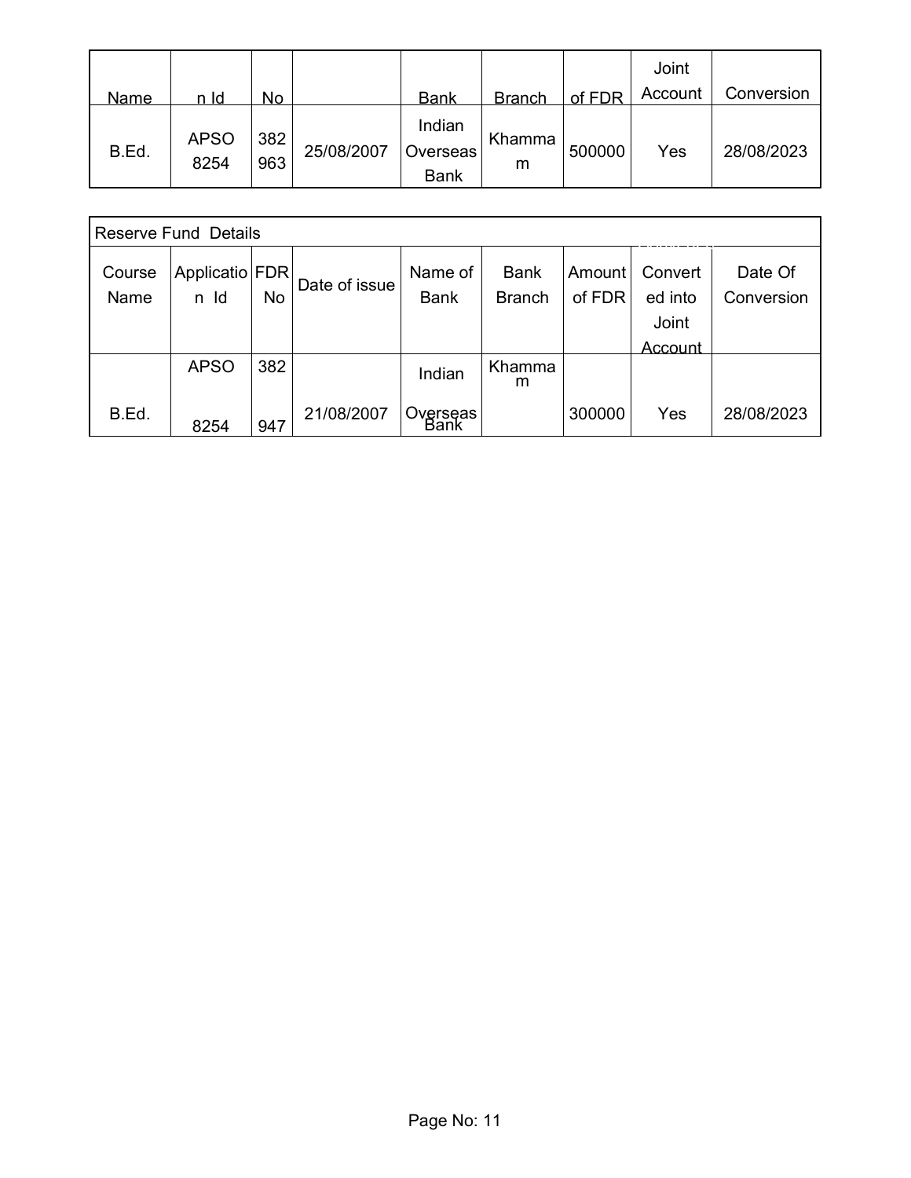| Name | n Id | No | | Bank | Branch | of FDR | Joint Account | Conversion |
|---|---|---|---|---|---|---|---|---|
| B.Ed. | APSO 8254 | 382963 | 25/08/2007 | Indian Overseas Bank | Khammam | 500000 | Yes | 28/08/2023 |

Reserve Fund Details

| Course Name | Application Id | FDR No | Date of issue | Name of Bank | Bank Branch | Amount of FDR | Converted into Joint Account | Date Of Conversion |
|---|---|---|---|---|---|---|---|---|
| B.Ed. | APSO 8254 | 382947 | 21/08/2007 | Indian Overseas Bank | Khammam | 300000 | Yes | 28/08/2023 |